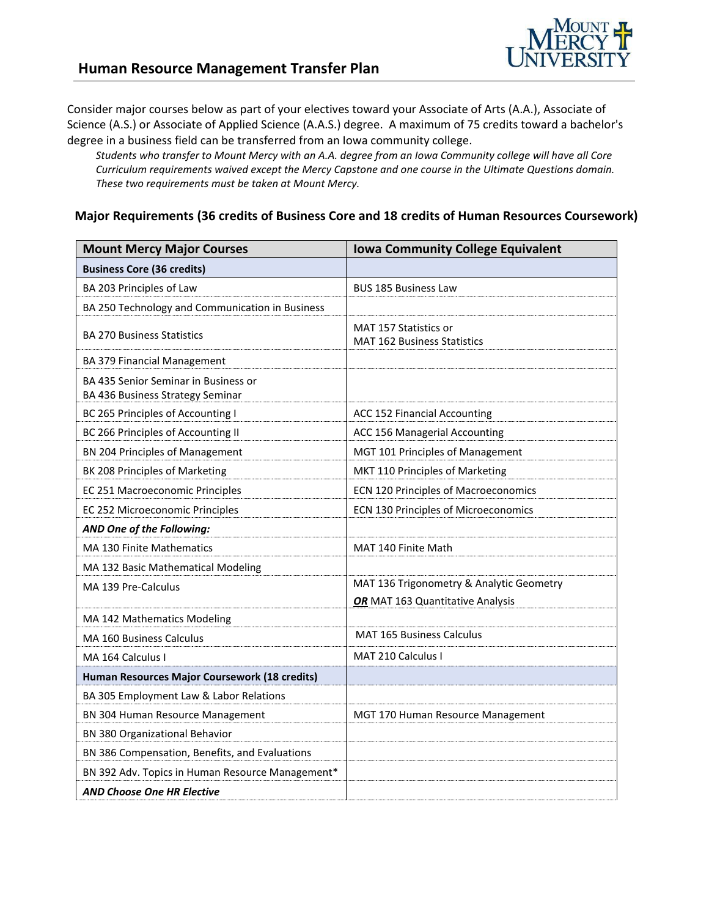## Human Resource Management Transfer Plan

Consider major courses below as part of your electives toward your Associate of Arts (A.A.), Associate of Science (A.S.) or Associate of Applied Science (A.A.S.) degree. A maximum of 75 credits toward a bachelor's degree in a business field can be transferred from an Iowa community college.

> *Students who transfer to Mount Mercy with an A.A. degree from an Iowa Community college will have all Core Curriculum requirements waived except the Mercy Capstone and one course in the Ultimate Questions domain. These two requirements must be taken at Mount Mercy.*

### Major Requirements (36 credits of Business Core and 18 credits of Human Resources Coursework)

| Mount Mercy Major Courses | Iowa Community College Equivalent |
|---|---|
| **Business Core (36 credits)** | |
| BA 203 Principles of Law | BUS 185 Business Law |
| BA 250 Technology and Communication in Business | |
| BA 270 Business Statistics | MAT 157 Statistics or MAT 162 Business Statistics |
| BA 379 Financial Management | |
| BA 435 Senior Seminar in Business or BA 436 Business Strategy Seminar | |
| BC 265 Principles of Accounting I | ACC 152 Financial Accounting |
| BC 266 Principles of Accounting II | ACC 156 Managerial Accounting |
| BN 204 Principles of Management | MGT 101 Principles of Management |
| BK 208 Principles of Marketing | MKT 110 Principles of Marketing |
| EC 251 Macroeconomic Principles | ECN 120 Principles of Macroeconomics |
| EC 252 Microeconomic Principles | ECN 130 Principles of Microeconomics |
| ***AND One of the Following:*** | |
| MA 130 Finite Mathematics | MAT 140 Finite Math |
| MA 132 Basic Mathematical Modeling | |
| MA 139 Pre-Calculus | MAT 136 Trigonometry & Analytic Geometry ***OR*** MAT 163 Quantitative Analysis |
| MA 142 Mathematics Modeling | |
| MA 160 Business Calculus | MAT 165 Business Calculus |
| MA 164 Calculus I | MAT 210 Calculus I |
| **Human Resources Major Coursework (18 credits)** | |
| BA 305 Employment Law & Labor Relations | |
| BN 304 Human Resource Management | MGT 170 Human Resource Management |
| BN 380 Organizational Behavior | |
| BN 386 Compensation, Benefits, and Evaluations | |
| BN 392 Adv. Topics in Human Resource Management* | |
| ***AND Choose One HR Elective*** | |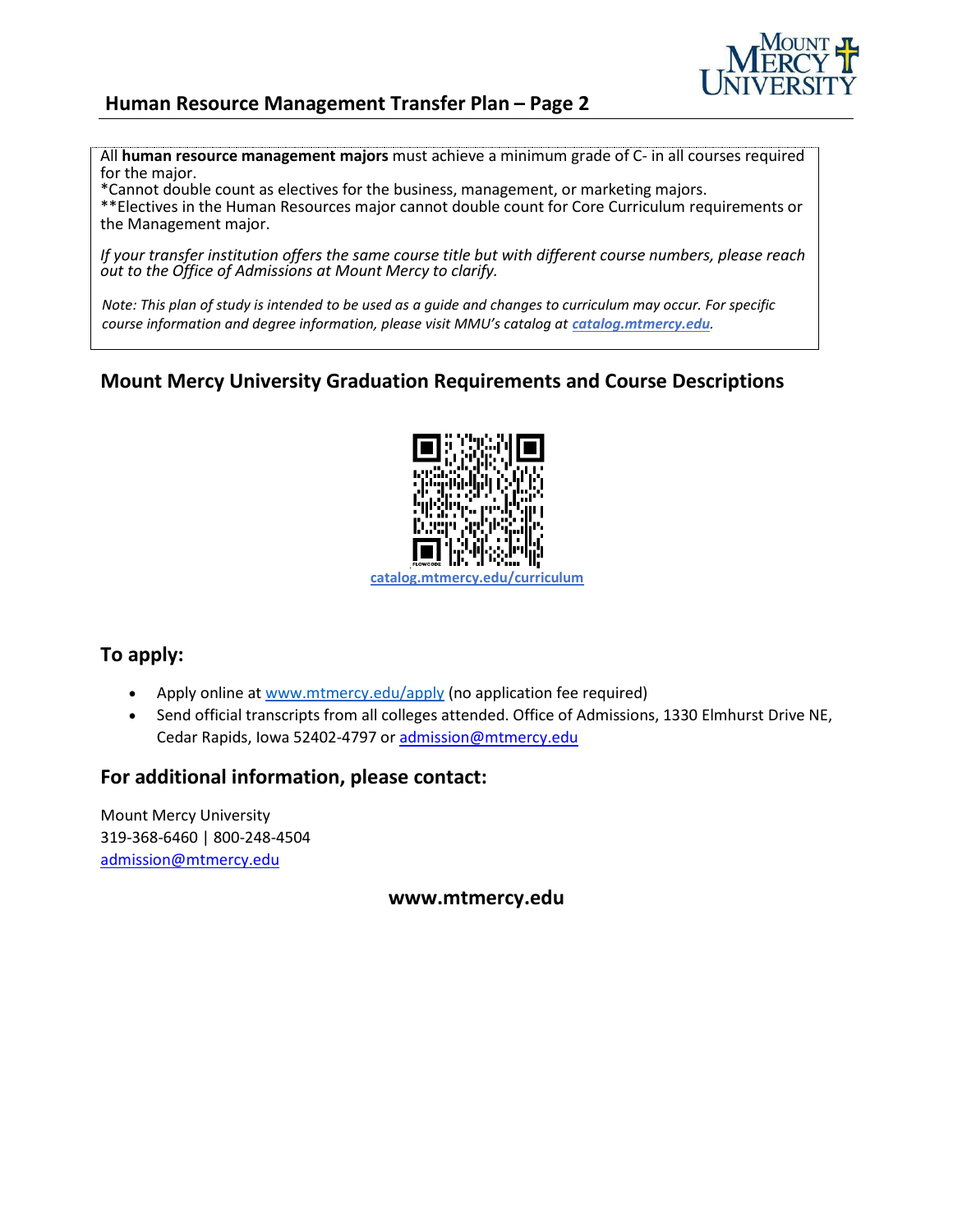All **human resource management majors** must achieve a minimum grade of C- in all courses required for the major.
*Cannot double count as electives for the business, management, or marketing majors.
**Electives in the Human Resources major cannot double count for Core Curriculum requirements or the Management major.

*If your transfer institution offers the same course title but with different course numbers, please reach out to the Office of Admissions at Mount Mercy to clarify.*

*Note: This plan of study is intended to be used as a guide and changes to curriculum may occur. For specific course information and degree information, please visit MMU's catalog at* ***catalog.mtmercy.edu****.*

## Mount Mercy University Graduation Requirements and Course Descriptions

**catalog.mtmercy.edu/curriculum**

## To apply:

- Apply online at www.mtmercy.edu/apply (no application fee required)
- Send official transcripts from all colleges attended. Office of Admissions, 1330 Elmhurst Drive NE, Cedar Rapids, Iowa 52402-4797 or admission@mtmercy.edu

## For additional information, please contact:

Mount Mercy University
319-368-6460 | 800-248-4504
admission@mtmercy.edu

**www.mtmercy.edu**